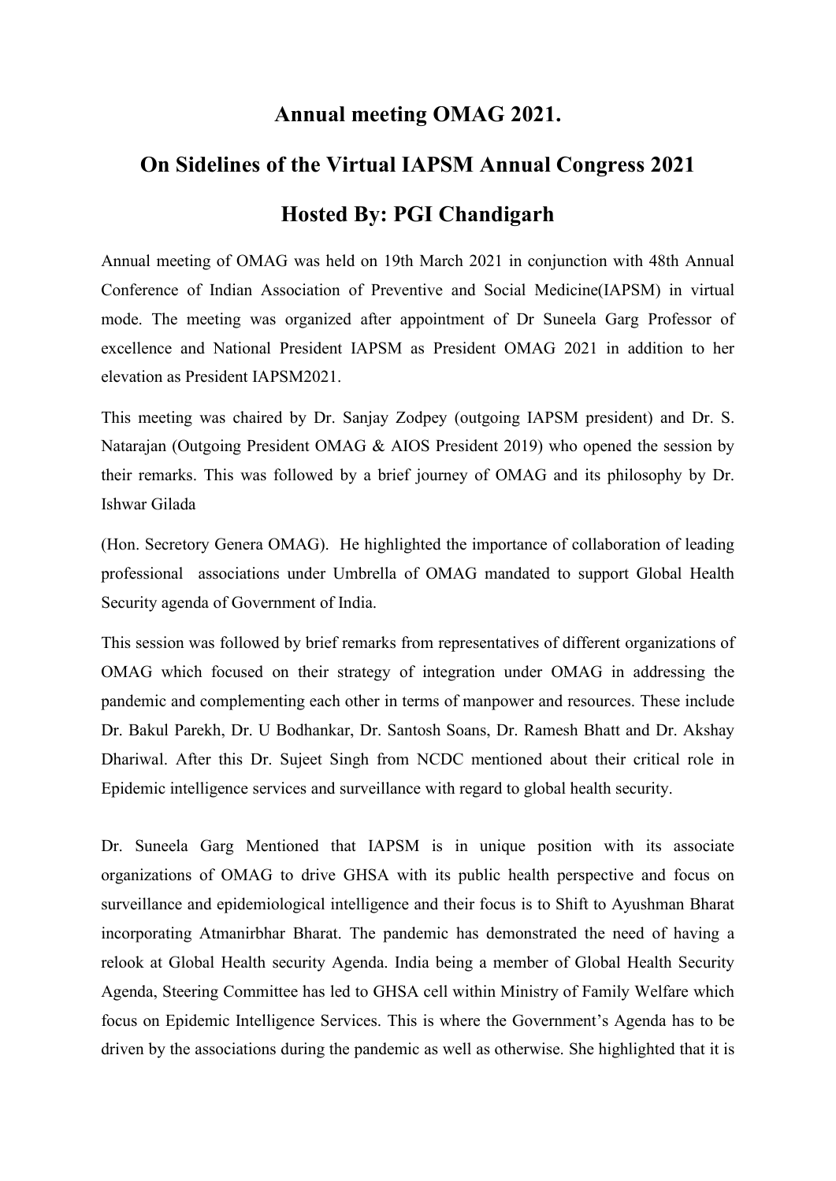# Annual meeting OMAG 2021.

## On Sidelines of the Virtual IAPSM Annual Congress 2021

## Hosted By: PGI Chandigarh

Annual meeting of OMAG was held on 19th March 2021 in conjunction with 48th Annual Conference of Indian Association of Preventive and Social Medicine(IAPSM) in virtual mode. The meeting was organized after appointment of Dr Suneela Garg Professor of excellence and National President IAPSM as President OMAG 2021 in addition to her elevation as President IAPSM2021.

This meeting was chaired by Dr. Sanjay Zodpey (outgoing IAPSM president) and Dr. S. Natarajan (Outgoing President OMAG & AIOS President 2019) who opened the session by their remarks. This was followed by a brief journey of OMAG and its philosophy by Dr. Ishwar Gilada

(Hon. Secretory Genera OMAG). He highlighted the importance of collaboration of leading professional associations under Umbrella of OMAG mandated to support Global Health Security agenda of Government of India.

This session was followed by brief remarks from representatives of different organizations of OMAG which focused on their strategy of integration under OMAG in addressing the pandemic and complementing each other in terms of manpower and resources. These include Dr. Bakul Parekh, Dr. U Bodhankar, Dr. Santosh Soans, Dr. Ramesh Bhatt and Dr. Akshay Dhariwal. After this Dr. Sujeet Singh from NCDC mentioned about their critical role in Epidemic intelligence services and surveillance with regard to global health security.

Dr. Suneela Garg Mentioned that IAPSM is in unique position with its associate organizations of OMAG to drive GHSA with its public health perspective and focus on surveillance and epidemiological intelligence and their focus is to Shift to Ayushman Bharat incorporating Atmanirbhar Bharat. The pandemic has demonstrated the need of having a relook at Global Health security Agenda. India being a member of Global Health Security Agenda, Steering Committee has led to GHSA cell within Ministry of Family Welfare which focus on Epidemic Intelligence Services. This is where the Government's Agenda has to be driven by the associations during the pandemic as well as otherwise. She highlighted that it is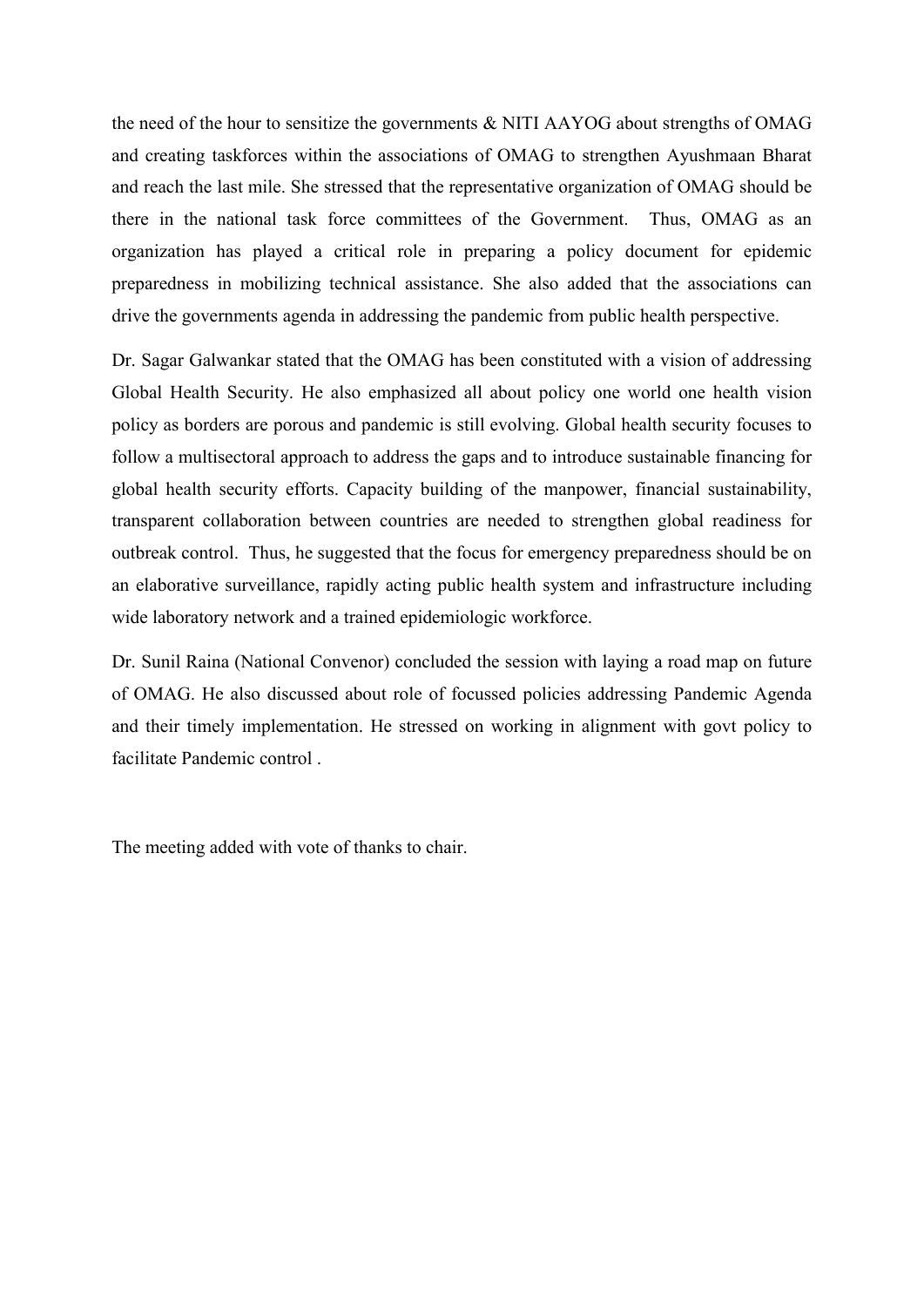the need of the hour to sensitize the governments & NITI AAYOG about strengths of OMAG and creating taskforces within the associations of OMAG to strengthen Ayushmaan Bharat and reach the last mile. She stressed that the representative organization of OMAG should be there in the national task force committees of the Government. Thus, OMAG as an organization has played a critical role in preparing a policy document for epidemic preparedness in mobilizing technical assistance. She also added that the associations can drive the governments agenda in addressing the pandemic from public health perspective.

Dr. Sagar Galwankar stated that the OMAG has been constituted with a vision of addressing Global Health Security. He also emphasized all about policy one world one health vision policy as borders are porous and pandemic is still evolving. Global health security focuses to follow a multisectoral approach to address the gaps and to introduce sustainable financing for global health security efforts. Capacity building of the manpower, financial sustainability, transparent collaboration between countries are needed to strengthen global readiness for outbreak control. Thus, he suggested that the focus for emergency preparedness should be on an elaborative surveillance, rapidly acting public health system and infrastructure including wide laboratory network and a trained epidemiologic workforce.

Dr. Sunil Raina (National Convenor) concluded the session with laying a road map on future of OMAG. He also discussed about role of focussed policies addressing Pandemic Agenda and their timely implementation. He stressed on working in alignment with govt policy to facilitate Pandemic control .

The meeting added with vote of thanks to chair.